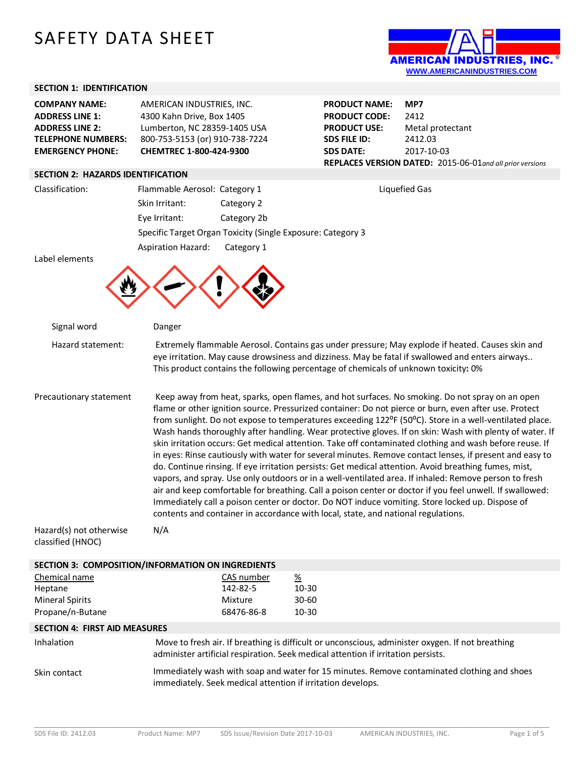# SAFETY DATA SHEET

AMERICAN INDUSTRIES, INC.
WWW.AMERICANINDUSTRIES.COM

## SECTION 1: IDENTIFICATION

| | | | |
|---|---|---|---|
| **COMPANY NAME:** | AMERICAN INDUSTRIES, INC. | **PRODUCT NAME:** | **MP7** |
| **ADDRESS LINE 1:** | 4300 Kahn Drive, Box 1405 | **PRODUCT CODE:** | 2412 |
| **ADDRESS LINE 2:** | Lumberton, NC 28359-1405 USA | **PRODUCT USE:** | Metal protectant |
| **TELEPHONE NUMBERS:** | 800-753-5153 (or) 910-738-7224 | **SDS FILE ID:** | 2412.03 |
| **EMERGENCY PHONE:** | **CHEMTREC 1-800-424-9300** | **SDS DATE:** | 2017-10-03 |

**REPLACES VERSION DATED:** 2015-06-01 *and all prior versions*

## SECTION 2: HAZARDS IDENTIFICATION

Classification:

- Flammable Aerosol: Category 1 — Liquefied Gas
- Skin Irritant: Category 2
- Eye Irritant: Category 2b
- Specific Target Organ Toxicity (Single Exposure: Category 3
- Aspiration Hazard: Category 1

Label elements

Signal word: Danger

Hazard statement: Extremely flammable Aerosol. Contains gas under pressure; May explode if heated. Causes skin and eye irritation. May cause drowsiness and dizziness. May be fatal if swallowed and enters airways.. This product contains the following percentage of chemicals of unknown toxicity**:** 0%

Precautionary statement: Keep away from heat, sparks, open flames, and hot surfaces. No smoking. Do not spray on an open flame or other ignition source. Pressurized container: Do not pierce or burn, even after use. Protect from sunlight. Do not expose to temperatures exceeding 122$^{o}$F (50$^{o}$C). Store in a well-ventilated place. Wash hands thoroughly after handling. Wear protective gloves. If on skin: Wash with plenty of water. If skin irritation occurs: Get medical attention. Take off contaminated clothing and wash before reuse. If in eyes: Rinse cautiously with water for several minutes. Remove contact lenses, if present and easy to do. Continue rinsing. If eye irritation persists: Get medical attention. Avoid breathing fumes, mist, vapors, and spray. Use only outdoors or in a well-ventilated area. If inhaled: Remove person to fresh air and keep comfortable for breathing. Call a poison center or doctor if you feel unwell. If swallowed: Immediately call a poison center or doctor. Do NOT induce vomiting. Store locked up. Dispose of contents and container in accordance with local, state, and national regulations.

Hazard(s) not otherwise classified (HNOC): N/A

## SECTION 3: COMPOSITION/INFORMATION ON INGREDIENTS

| Chemical name | CAS number | % |
|---|---|---|
| Heptane | 142-82-5 | 10-30 |
| Mineral Spirits | Mixture | 30-60 |
| Propane/n-Butane | 68476-86-8 | 10-30 |

## SECTION 4: FIRST AID MEASURES

Inhalation: Move to fresh air. If breathing is difficult or unconscious, administer oxygen. If not breathing administer artificial respiration. Seek medical attention if irritation persists.

Skin contact: Immediately wash with soap and water for 15 minutes. Remove contaminated clothing and shoes immediately. Seek medical attention if irritation develops.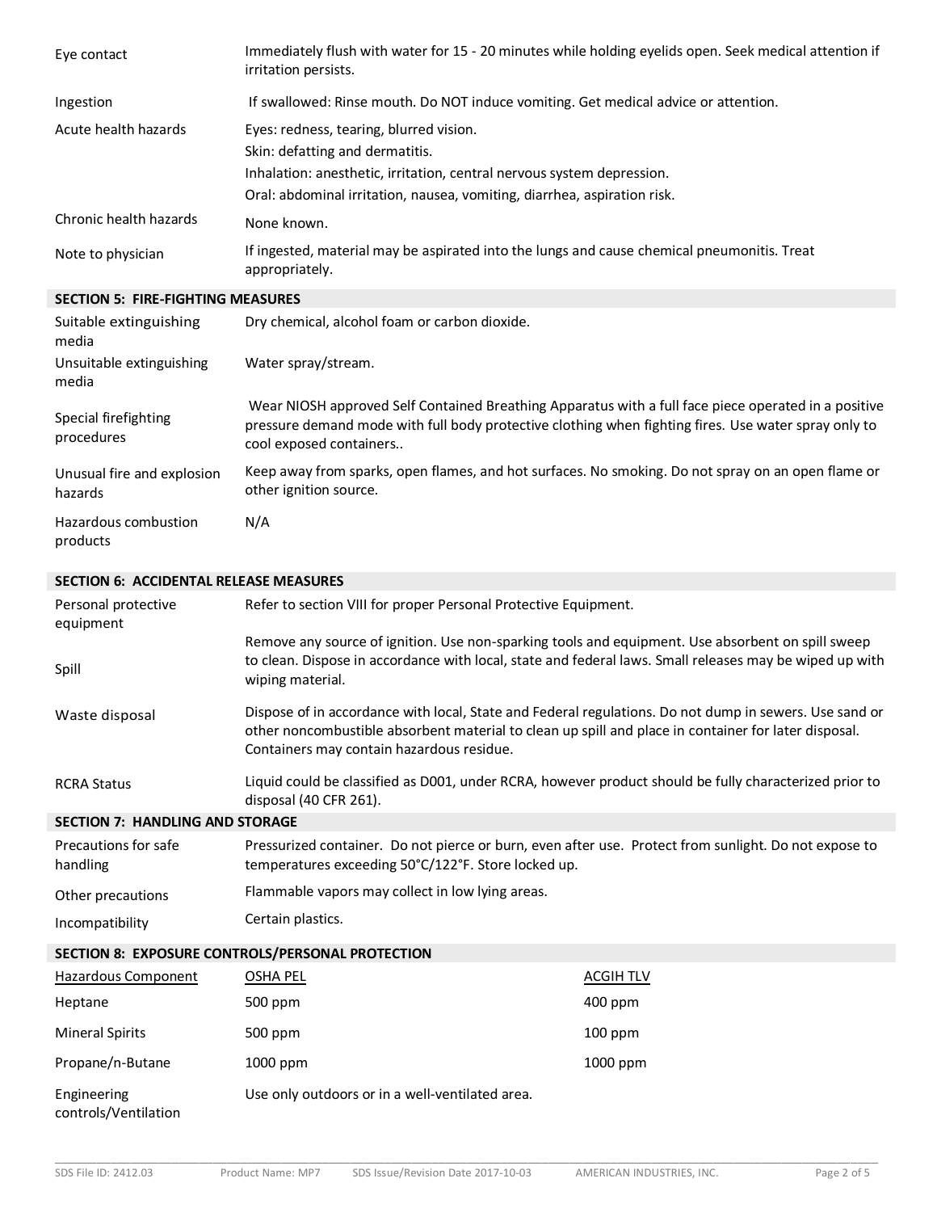| | |
|---|---|
| Eye contact | Immediately flush with water for 15 - 20 minutes while holding eyelids open. Seek medical attention if irritation persists. |
| Ingestion | If swallowed: Rinse mouth. Do NOT induce vomiting. Get medical advice or attention. |
| Acute health hazards | Eyes: redness, tearing, blurred vision.<br>Skin: defatting and dermatitis.<br>Inhalation: anesthetic, irritation, central nervous system depression.<br>Oral: abdominal irritation, nausea, vomiting, diarrhea, aspiration risk. |
| Chronic health hazards | None known. |
| Note to physician | If ingested, material may be aspirated into the lungs and cause chemical pneumonitis. Treat appropriately. |

## SECTION 5: FIRE-FIGHTING MEASURES

| | |
|---|---|
| Suitable extinguishing media | Dry chemical, alcohol foam or carbon dioxide. |
| Unsuitable extinguishing media | Water spray/stream. |
| Special firefighting procedures | Wear NIOSH approved Self Contained Breathing Apparatus with a full face piece operated in a positive pressure demand mode with full body protective clothing when fighting fires. Use water spray only to cool exposed containers.. |
| Unusual fire and explosion hazards | Keep away from sparks, open flames, and hot surfaces. No smoking. Do not spray on an open flame or other ignition source. |
| Hazardous combustion products | N/A |

## SECTION 6: ACCIDENTAL RELEASE MEASURES

| | |
|---|---|
| Personal protective equipment | Refer to section VIII for proper Personal Protective Equipment. |
| Spill | Remove any source of ignition. Use non-sparking tools and equipment. Use absorbent on spill sweep to clean. Dispose in accordance with local, state and federal laws. Small releases may be wiped up with wiping material. |
| Waste disposal | Dispose of in accordance with local, State and Federal regulations. Do not dump in sewers. Use sand or other noncombustible absorbent material to clean up spill and place in container for later disposal. Containers may contain hazardous residue. |
| RCRA Status | Liquid could be classified as D001, under RCRA, however product should be fully characterized prior to disposal (40 CFR 261). |

## SECTION 7: HANDLING AND STORAGE

| | |
|---|---|
| Precautions for safe handling | Pressurized container. Do not pierce or burn, even after use. Protect from sunlight. Do not expose to temperatures exceeding 50°C/122°F. Store locked up. |
| Other precautions | Flammable vapors may collect in low lying areas. |
| Incompatibility | Certain plastics. |

## SECTION 8: EXPOSURE CONTROLS/PERSONAL PROTECTION

| Hazardous Component | OSHA PEL | ACGIH TLV |
|---|---|---|
| Heptane | 500 ppm | 400 ppm |
| Mineral Spirits | 500 ppm | 100 ppm |
| Propane/n-Butane | 1000 ppm | 1000 ppm |

| | |
|---|---|
| Engineering controls/Ventilation | Use only outdoors or in a well-ventilated area. |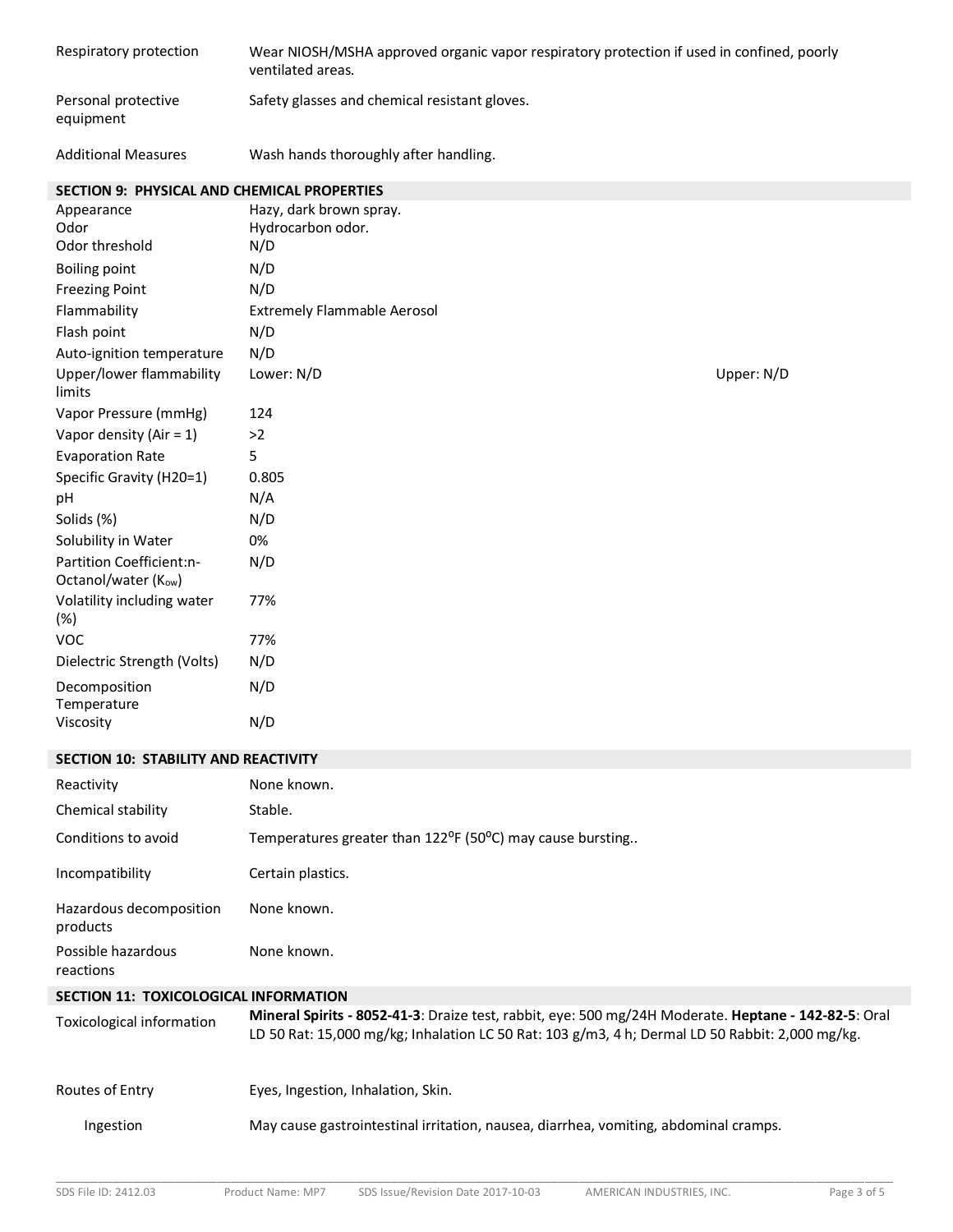| | |
|---|---|
| Respiratory protection | Wear NIOSH/MSHA approved organic vapor respiratory protection if used in confined, poorly ventilated areas. |
| Personal protective equipment | Safety glasses and chemical resistant gloves. |
| Additional Measures | Wash hands thoroughly after handling. |

## SECTION 9: PHYSICAL AND CHEMICAL PROPERTIES

| | | |
|---|---|---|
| Appearance | Hazy, dark brown spray. | |
| Odor | Hydrocarbon odor. | |
| Odor threshold | N/D | |
| Boiling point | N/D | |
| Freezing Point | N/D | |
| Flammability | Extremely Flammable Aerosol | |
| Flash point | N/D | |
| Auto-ignition temperature | N/D | |
| Upper/lower flammability limits | Lower: N/D | Upper: N/D |
| Vapor Pressure (mmHg) | 124 | |
| Vapor density (Air = 1) | >2 | |
| Evaporation Rate | 5 | |
| Specific Gravity (H20=1) | 0.805 | |
| pH | N/A | |
| Solids (%) | N/D | |
| Solubility in Water | 0% | |
| Partition Coefficient:n-Octanol/water ($K_{ow}$) | N/D | |
| Volatility including water (%) | 77% | |
| VOC | 77% | |
| Dielectric Strength (Volts) | N/D | |
| Decomposition Temperature | N/D | |
| Viscosity | N/D | |

## SECTION 10: STABILITY AND REACTIVITY

| | |
|---|---|
| Reactivity | None known. |
| Chemical stability | Stable. |
| Conditions to avoid | Temperatures greater than 122°F (50°C) may cause bursting.. |
| Incompatibility | Certain plastics. |
| Hazardous decomposition products | None known. |
| Possible hazardous reactions | None known. |

## SECTION 11: TOXICOLOGICAL INFORMATION

| | |
|---|---|
| Toxicological information | **Mineral Spirits - 8052-41-3**: Draize test, rabbit, eye: 500 mg/24H Moderate. **Heptane - 142-82-5**: Oral LD 50 Rat: 15,000 mg/kg; Inhalation LC 50 Rat: 103 g/m3, 4 h; Dermal LD 50 Rabbit: 2,000 mg/kg. |
| Routes of Entry | Eyes, Ingestion, Inhalation, Skin. |
| Ingestion | May cause gastrointestinal irritation, nausea, diarrhea, vomiting, abdominal cramps. |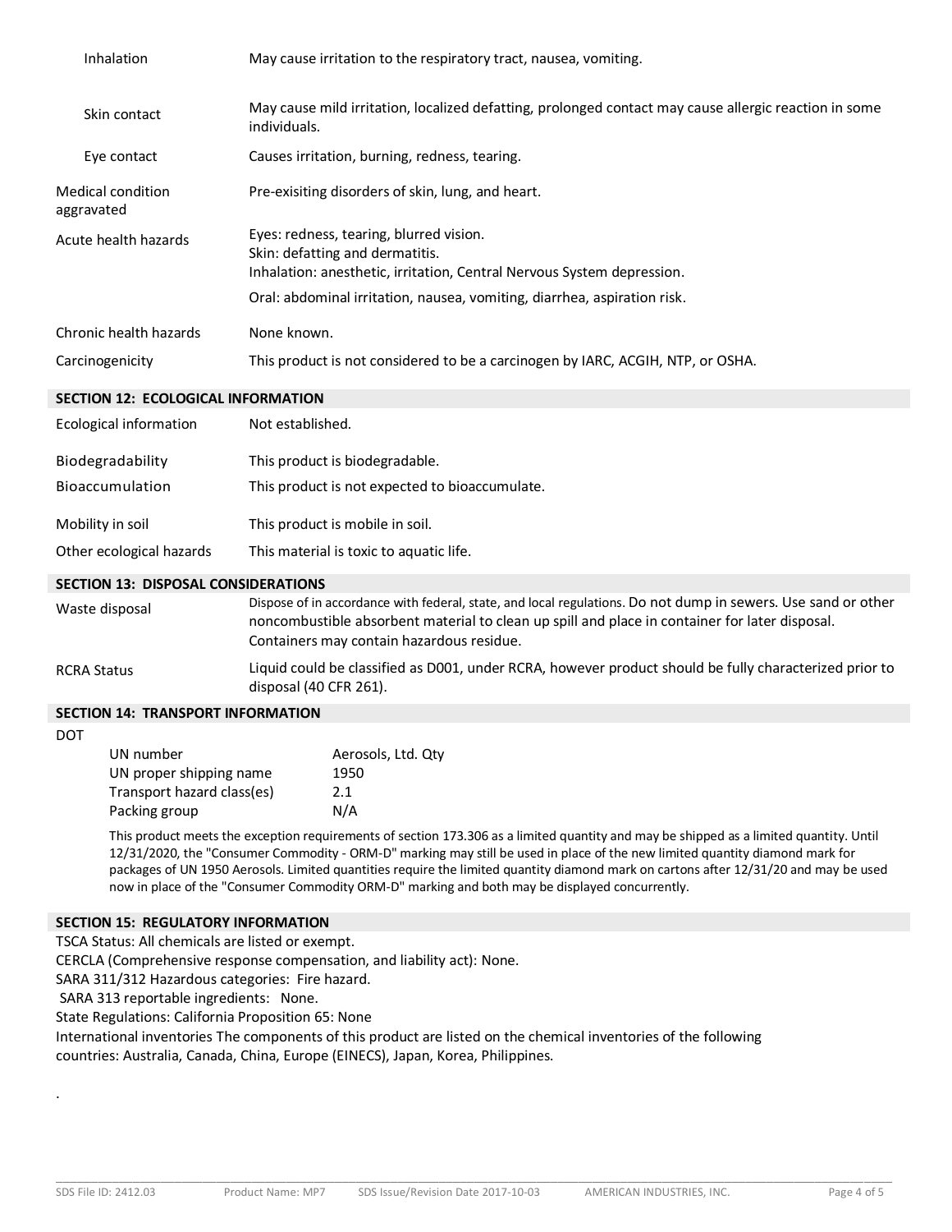| | |
|---|---|
| Inhalation | May cause irritation to the respiratory tract, nausea, vomiting. |
| Skin contact | May cause mild irritation, localized defatting, prolonged contact may cause allergic reaction in some individuals. |
| Eye contact | Causes irritation, burning, redness, tearing. |
| Medical condition aggravated | Pre-exisiting disorders of skin, lung, and heart. |
| Acute health hazards | Eyes: redness, tearing, blurred vision.<br>Skin: defatting and dermatitis.<br>Inhalation: anesthetic, irritation, Central Nervous System depression.<br>Oral: abdominal irritation, nausea, vomiting, diarrhea, aspiration risk. |
| Chronic health hazards | None known. |
| Carcinogenicity | This product is not considered to be a carcinogen by IARC, ACGIH, NTP, or OSHA. |

## SECTION 12: ECOLOGICAL INFORMATION

| | |
|---|---|
| Ecological information | Not established. |
| Biodegradability | This product is biodegradable. |
| Bioaccumulation | This product is not expected to bioaccumulate. |
| Mobility in soil | This product is mobile in soil. |
| Other ecological hazards | This material is toxic to aquatic life. |

## SECTION 13: DISPOSAL CONSIDERATIONS

| | |
|---|---|
| Waste disposal | Dispose of in accordance with federal, state, and local regulations. Do not dump in sewers. Use sand or other noncombustible absorbent material to clean up spill and place in container for later disposal. Containers may contain hazardous residue. |
| RCRA Status | Liquid could be classified as D001, under RCRA, however product should be fully characterized prior to disposal (40 CFR 261). |

## SECTION 14: TRANSPORT INFORMATION

DOT

| | |
|---|---|
| UN number | Aerosols, Ltd. Qty |
| UN proper shipping name | 1950 |
| Transport hazard class(es) | 2.1 |
| Packing group | N/A |

This product meets the exception requirements of section 173.306 as a limited quantity and may be shipped as a limited quantity. Until 12/31/2020, the "Consumer Commodity - ORM-D" marking may still be used in place of the new limited quantity diamond mark for packages of UN 1950 Aerosols. Limited quantities require the limited quantity diamond mark on cartons after 12/31/20 and may be used now in place of the "Consumer Commodity ORM-D" marking and both may be displayed concurrently.

## SECTION 15: REGULATORY INFORMATION

TSCA Status: All chemicals are listed or exempt.

CERCLA (Comprehensive response compensation, and liability act): None.

SARA 311/312 Hazardous categories: Fire hazard.

SARA 313 reportable ingredients: None.

State Regulations: California Proposition 65: None

International inventories The components of this product are listed on the chemical inventories of the following countries: Australia, Canada, China, Europe (EINECS), Japan, Korea, Philippines.

.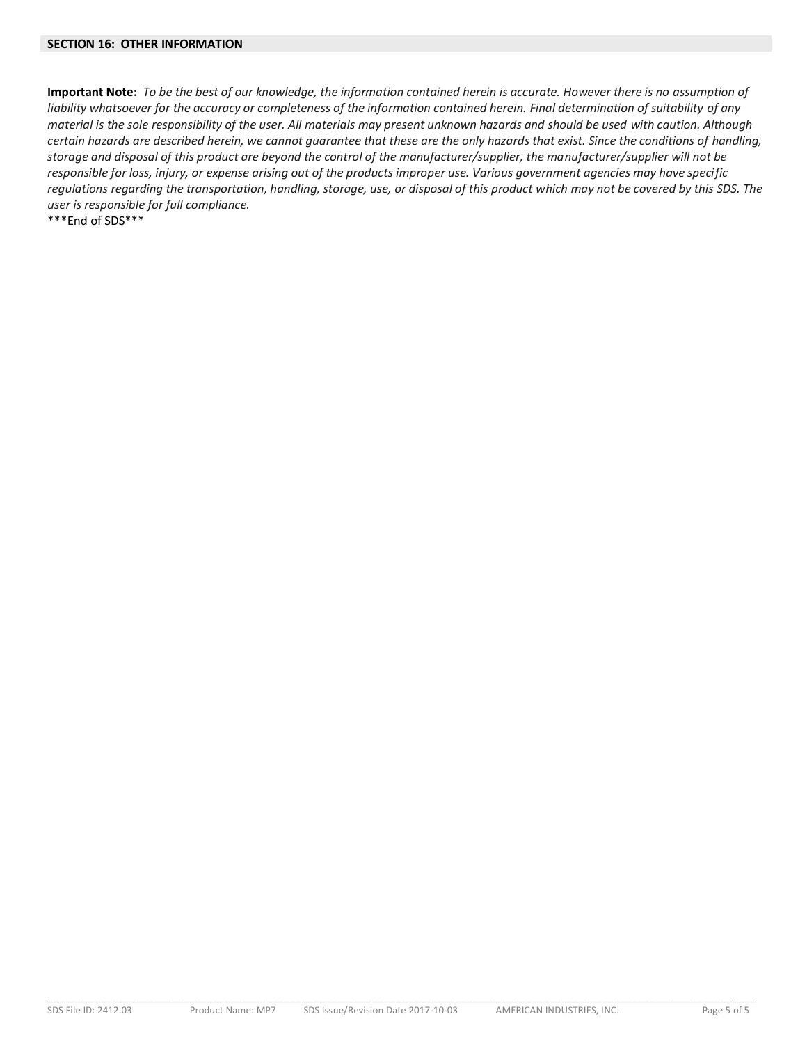## SECTION 16: OTHER INFORMATION

**Important Note:** *To be the best of our knowledge, the information contained herein is accurate. However there is no assumption of liability whatsoever for the accuracy or completeness of the information contained herein. Final determination of suitability of any material is the sole responsibility of the user. All materials may present unknown hazards and should be used with caution. Although certain hazards are described herein, we cannot guarantee that these are the only hazards that exist. Since the conditions of handling, storage and disposal of this product are beyond the control of the manufacturer/supplier, the manufacturer/supplier will not be responsible for loss, injury, or expense arising out of the products improper use. Various government agencies may have specific regulations regarding the transportation, handling, storage, use, or disposal of this product which may not be covered by this SDS. The user is responsible for full compliance.*

***End of SDS***